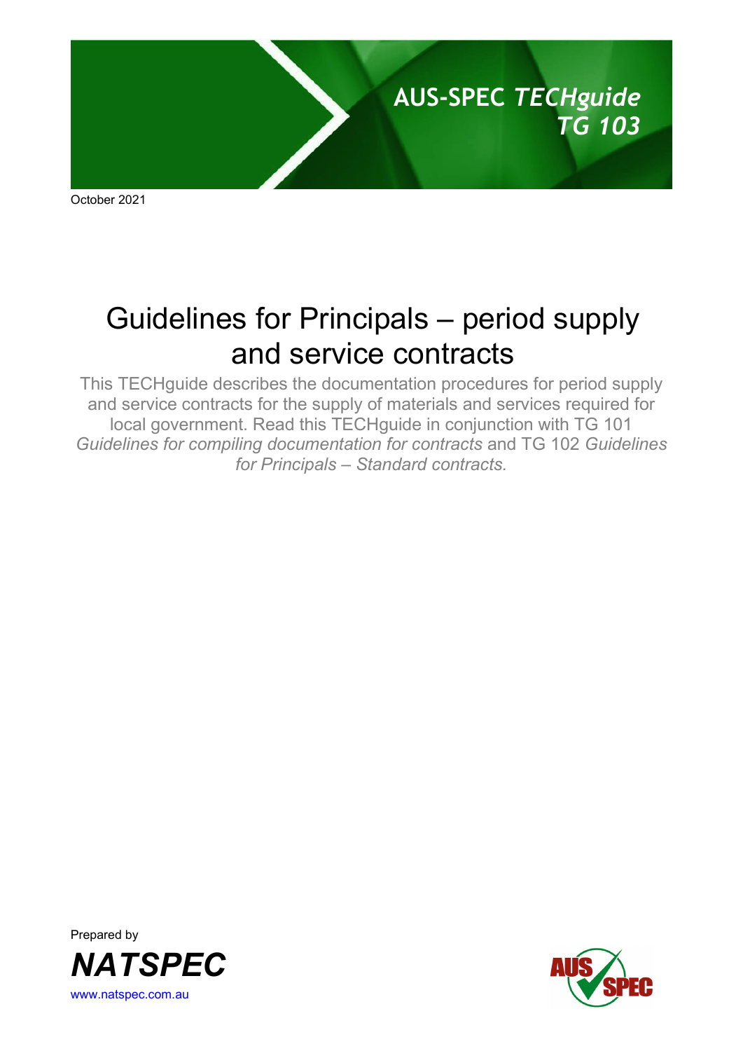AUS-SPEC *TECHguide*
*TG 103*

October 2021

# Guidelines for Principals – period supply and service contracts

This TECHguide describes the documentation procedures for period supply and service contracts for the supply of materials and services required for local government. Read this TECHguide in conjunction with TG 101 *Guidelines for compiling documentation for contracts* and TG 102 *Guidelines for Principals – Standard contracts*.

Prepared by

***NATSPEC***

www.natspec.com.au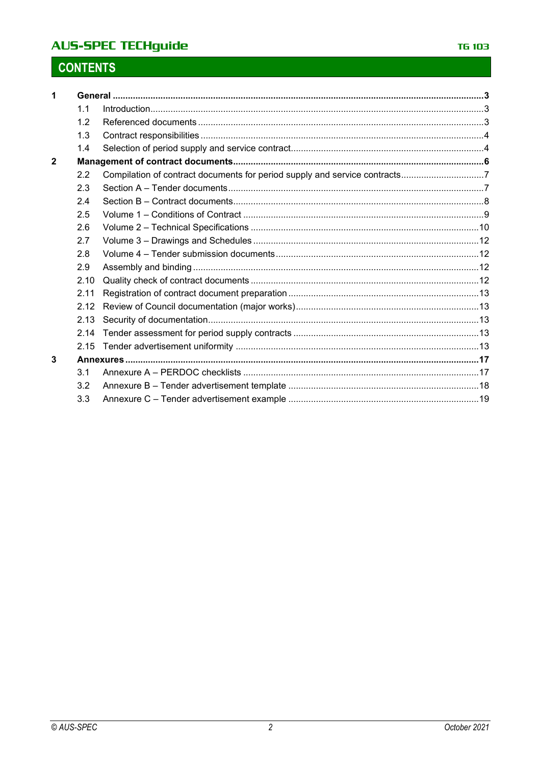# CONTENTS

**1 General** .......... **3**

- 1.1 Introduction .......... 3
- 1.2 Referenced documents .......... 3
- 1.3 Contract responsibilities .......... 4
- 1.4 Selection of period supply and service contract .......... 4

**2 Management of contract documents** .......... **6**

- 2.2 Compilation of contract documents for period supply and service contracts .......... 7
- 2.3 Section A – Tender documents .......... 7
- 2.4 Section B – Contract documents .......... 8
- 2.5 Volume 1 – Conditions of Contract .......... 9
- 2.6 Volume 2 – Technical Specifications .......... 10
- 2.7 Volume 3 – Drawings and Schedules .......... 12
- 2.8 Volume 4 – Tender submission documents .......... 12
- 2.9 Assembly and binding .......... 12
- 2.10 Quality check of contract documents .......... 12
- 2.11 Registration of contract document preparation .......... 13
- 2.12 Review of Council documentation (major works) .......... 13
- 2.13 Security of documentation .......... 13
- 2.14 Tender assessment for period supply contracts .......... 13
- 2.15 Tender advertisement uniformity .......... 13

**3 Annexures** .......... **17**

- 3.1 Annexure A – PERDOC checklists .......... 17
- 3.2 Annexure B – Tender advertisement template .......... 18
- 3.3 Annexure C – Tender advertisement example .......... 19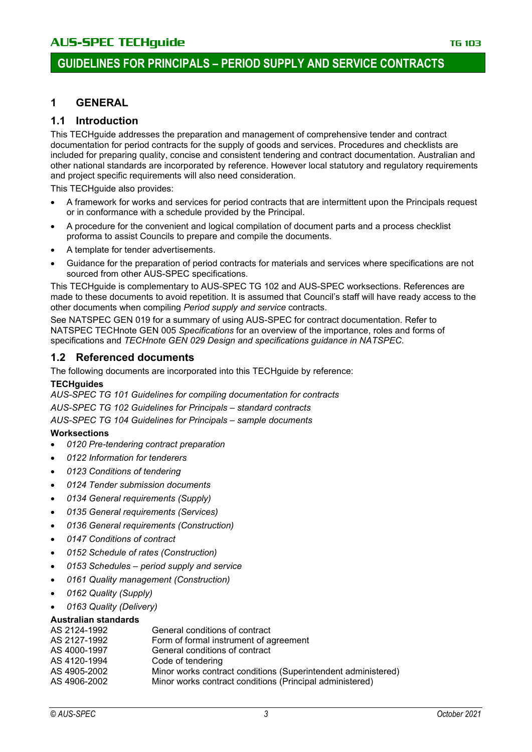# GUIDELINES FOR PRINCIPALS – PERIOD SUPPLY AND SERVICE CONTRACTS

## 1 GENERAL

### 1.1 Introduction

This TECHguide addresses the preparation and management of comprehensive tender and contract documentation for period contracts for the supply of goods and services. Procedures and checklists are included for preparing quality, concise and consistent tendering and contract documentation. Australian and other national standards are incorporated by reference. However local statutory and regulatory requirements and project specific requirements will also need consideration.

This TECHguide also provides:

- A framework for works and services for period contracts that are intermittent upon the Principals request or in conformance with a schedule provided by the Principal.
- A procedure for the convenient and logical compilation of document parts and a process checklist proforma to assist Councils to prepare and compile the documents.
- A template for tender advertisements.
- Guidance for the preparation of period contracts for materials and services where specifications are not sourced from other AUS-SPEC specifications.

This TECHguide is complementary to AUS-SPEC TG 102 and AUS-SPEC worksections. References are made to these documents to avoid repetition. It is assumed that Council's staff will have ready access to the other documents when compiling *Period supply and service* contracts.

See NATSPEC GEN 019 for a summary of using AUS-SPEC for contract documentation. Refer to NATSPEC TECHnote GEN 005 *Specifications* for an overview of the importance, roles and forms of specifications and *TECHnote GEN 029 Design and specifications guidance in NATSPEC*.

### 1.2 Referenced documents

The following documents are incorporated into this TECHguide by reference:

**TECHguides**

*AUS-SPEC TG 101 Guidelines for compiling documentation for contracts*

*AUS-SPEC TG 102 Guidelines for Principals – standard contracts*

*AUS-SPEC TG 104 Guidelines for Principals – sample documents*

**Worksections**

- *0120 Pre-tendering contract preparation*
- *0122 Information for tenderers*
- *0123 Conditions of tendering*
- *0124 Tender submission documents*
- *0134 General requirements (Supply)*
- *0135 General requirements (Services)*
- *0136 General requirements (Construction)*
- *0147 Conditions of contract*
- *0152 Schedule of rates (Construction)*
- *0153 Schedules – period supply and service*
- *0161 Quality management (Construction)*
- *0162 Quality (Supply)*
- *0163 Quality (Delivery)*

**Australian standards**

| | |
|---|---|
| AS 2124-1992 | General conditions of contract |
| AS 2127-1992 | Form of formal instrument of agreement |
| AS 4000-1997 | General conditions of contract |
| AS 4120-1994 | Code of tendering |
| AS 4905-2002 | Minor works contract conditions (Superintendent administered) |
| AS 4906-2002 | Minor works contract conditions (Principal administered) |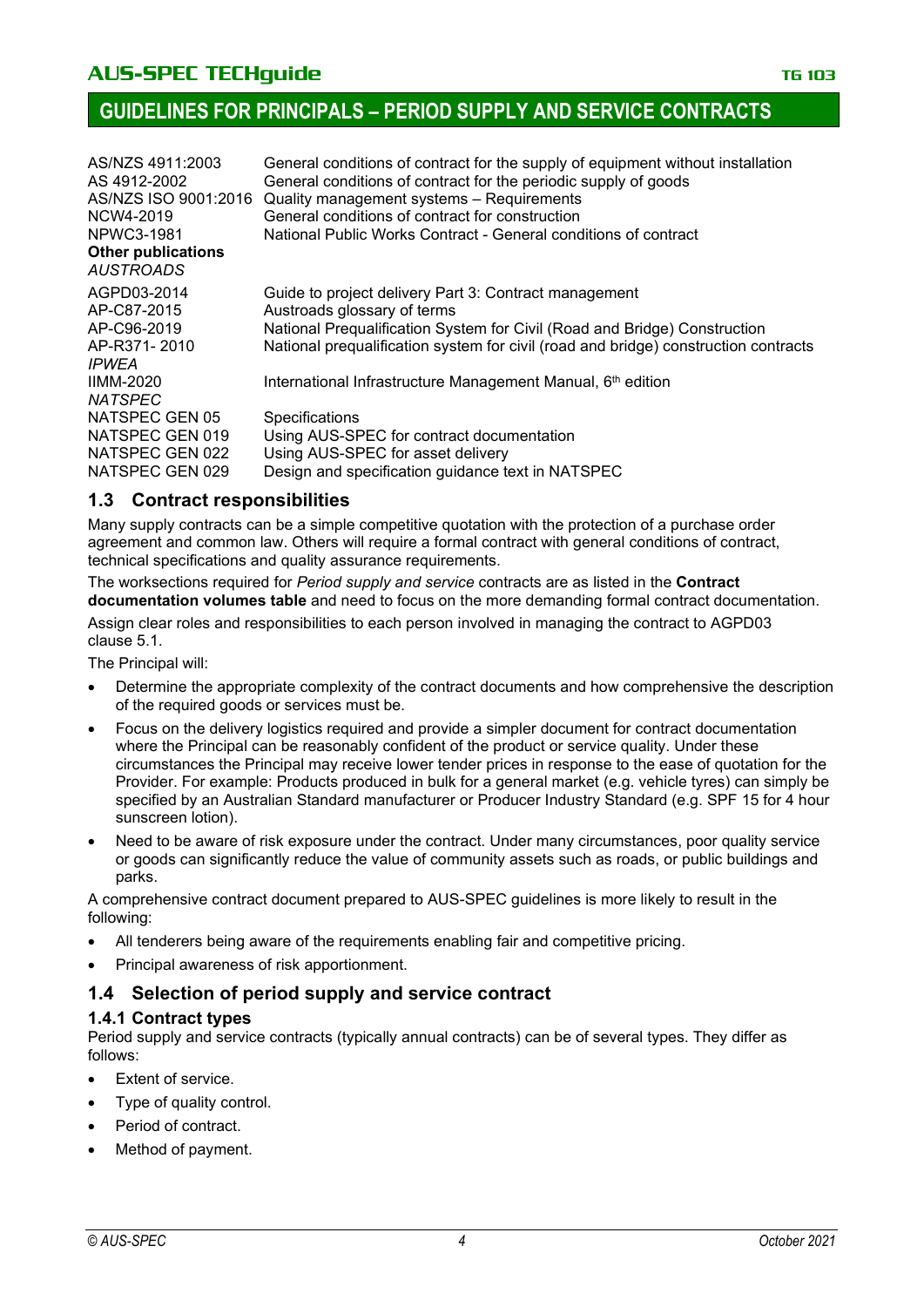| | |
|---|---|
| AS/NZS 4911:2003 | General conditions of contract for the supply of equipment without installation |
| AS 4912-2002 | General conditions of contract for the periodic supply of goods |
| AS/NZS ISO 9001:2016 | Quality management systems – Requirements |
| NCW4-2019 | General conditions of contract for construction |
| NPWC3-1981 | National Public Works Contract - General conditions of contract |

**Other publications**

*AUSTROADS*

| | |
|---|---|
| AGPD03-2014 | Guide to project delivery Part 3: Contract management |
| AP-C87-2015 | Austroads glossary of terms |
| AP-C96-2019 | National Prequalification System for Civil (Road and Bridge) Construction |
| AP-R371- 2010 | National prequalification system for civil (road and bridge) construction contracts |

*IPWEA*

| | |
|---|---|
| IIMM-2020 | International Infrastructure Management Manual, 6th edition |

*NATSPEC*

| | |
|---|---|
| NATSPEC GEN 05 | Specifications |
| NATSPEC GEN 019 | Using AUS-SPEC for contract documentation |
| NATSPEC GEN 022 | Using AUS-SPEC for asset delivery |
| NATSPEC GEN 029 | Design and specification guidance text in NATSPEC |

## 1.3 Contract responsibilities

Many supply contracts can be a simple competitive quotation with the protection of a purchase order agreement and common law. Others will require a formal contract with general conditions of contract, technical specifications and quality assurance requirements.

The worksections required for *Period supply and service* contracts are as listed in the **Contract documentation volumes table** and need to focus on the more demanding formal contract documentation.

Assign clear roles and responsibilities to each person involved in managing the contract to AGPD03 clause 5.1.

The Principal will:

- Determine the appropriate complexity of the contract documents and how comprehensive the description of the required goods or services must be.
- Focus on the delivery logistics required and provide a simpler document for contract documentation where the Principal can be reasonably confident of the product or service quality. Under these circumstances the Principal may receive lower tender prices in response to the ease of quotation for the Provider. For example: Products produced in bulk for a general market (e.g. vehicle tyres) can simply be specified by an Australian Standard manufacturer or Producer Industry Standard (e.g. SPF 15 for 4 hour sunscreen lotion).
- Need to be aware of risk exposure under the contract. Under many circumstances, poor quality service or goods can significantly reduce the value of community assets such as roads, or public buildings and parks.

A comprehensive contract document prepared to AUS-SPEC guidelines is more likely to result in the following:

- All tenderers being aware of the requirements enabling fair and competitive pricing.
- Principal awareness of risk apportionment.

## 1.4 Selection of period supply and service contract

### 1.4.1 Contract types

Period supply and service contracts (typically annual contracts) can be of several types. They differ as follows:

- Extent of service.
- Type of quality control.
- Period of contract.
- Method of payment.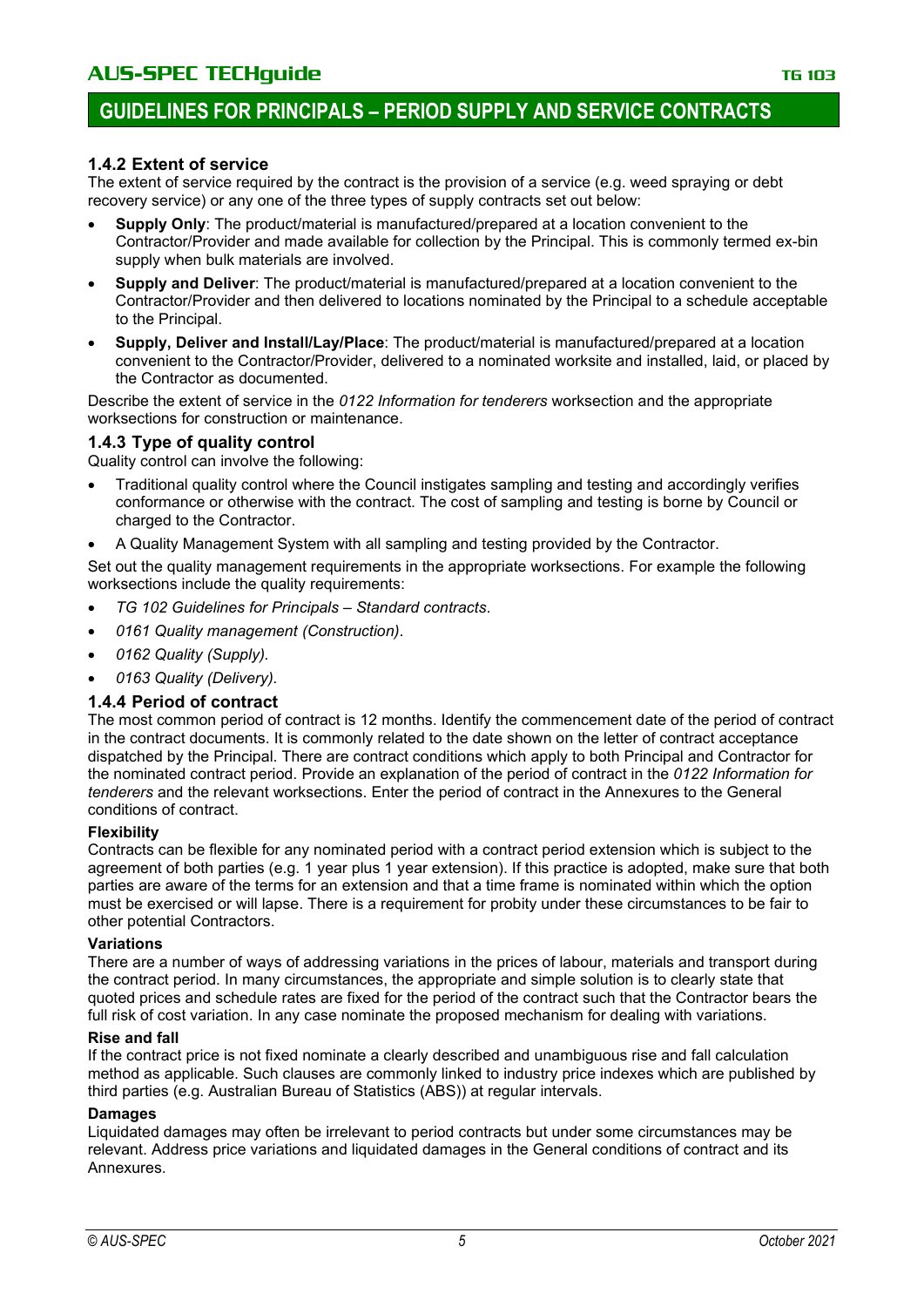### 1.4.2 Extent of service

The extent of service required by the contract is the provision of a service (e.g. weed spraying or debt recovery service) or any one of the three types of supply contracts set out below:

- **Supply Only**: The product/material is manufactured/prepared at a location convenient to the Contractor/Provider and made available for collection by the Principal. This is commonly termed ex-bin supply when bulk materials are involved.
- **Supply and Deliver**: The product/material is manufactured/prepared at a location convenient to the Contractor/Provider and then delivered to locations nominated by the Principal to a schedule acceptable to the Principal.
- **Supply, Deliver and Install/Lay/Place**: The product/material is manufactured/prepared at a location convenient to the Contractor/Provider, delivered to a nominated worksite and installed, laid, or placed by the Contractor as documented.

Describe the extent of service in the *0122 Information for tenderers* worksection and the appropriate worksections for construction or maintenance.

### 1.4.3 Type of quality control

Quality control can involve the following:

- Traditional quality control where the Council instigates sampling and testing and accordingly verifies conformance or otherwise with the contract. The cost of sampling and testing is borne by Council or charged to the Contractor.
- A Quality Management System with all sampling and testing provided by the Contractor.

Set out the quality management requirements in the appropriate worksections. For example the following worksections include the quality requirements:

- *TG 102 Guidelines for Principals – Standard contracts*.
- *0161 Quality management (Construction)*.
- *0162 Quality (Supply)*.
- *0163 Quality (Delivery)*.

### 1.4.4 Period of contract

The most common period of contract is 12 months. Identify the commencement date of the period of contract in the contract documents. It is commonly related to the date shown on the letter of contract acceptance dispatched by the Principal. There are contract conditions which apply to both Principal and Contractor for the nominated contract period. Provide an explanation of the period of contract in the *0122 Information for tenderers* and the relevant worksections. Enter the period of contract in the Annexures to the General conditions of contract.

**Flexibility**

Contracts can be flexible for any nominated period with a contract period extension which is subject to the agreement of both parties (e.g. 1 year plus 1 year extension). If this practice is adopted, make sure that both parties are aware of the terms for an extension and that a time frame is nominated within which the option must be exercised or will lapse. There is a requirement for probity under these circumstances to be fair to other potential Contractors.

**Variations**

There are a number of ways of addressing variations in the prices of labour, materials and transport during the contract period. In many circumstances, the appropriate and simple solution is to clearly state that quoted prices and schedule rates are fixed for the period of the contract such that the Contractor bears the full risk of cost variation. In any case nominate the proposed mechanism for dealing with variations.

**Rise and fall**

If the contract price is not fixed nominate a clearly described and unambiguous rise and fall calculation method as applicable. Such clauses are commonly linked to industry price indexes which are published by third parties (e.g. Australian Bureau of Statistics (ABS)) at regular intervals.

**Damages**

Liquidated damages may often be irrelevant to period contracts but under some circumstances may be relevant. Address price variations and liquidated damages in the General conditions of contract and its Annexures.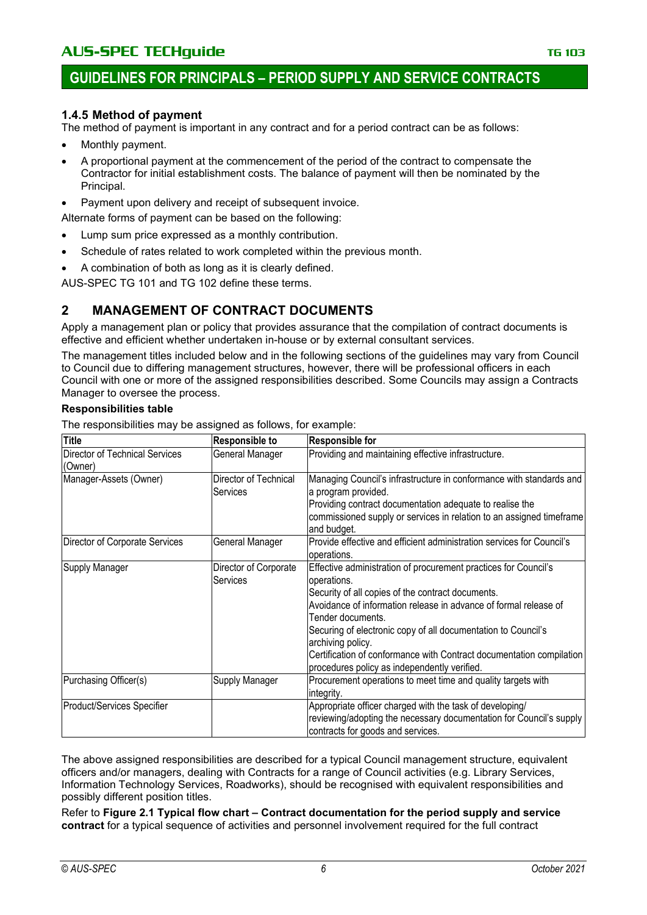### 1.4.5 Method of payment

The method of payment is important in any contract and for a period contract can be as follows:

- Monthly payment.
- A proportional payment at the commencement of the period of the contract to compensate the Contractor for initial establishment costs. The balance of payment will then be nominated by the Principal.
- Payment upon delivery and receipt of subsequent invoice.

Alternate forms of payment can be based on the following:

- Lump sum price expressed as a monthly contribution.
- Schedule of rates related to work completed within the previous month.
- A combination of both as long as it is clearly defined.

AUS-SPEC TG 101 and TG 102 define these terms.

## 2 MANAGEMENT OF CONTRACT DOCUMENTS

Apply a management plan or policy that provides assurance that the compilation of contract documents is effective and efficient whether undertaken in-house or by external consultant services.

The management titles included below and in the following sections of the guidelines may vary from Council to Council due to differing management structures, however, there will be professional officers in each Council with one or more of the assigned responsibilities described. Some Councils may assign a Contracts Manager to oversee the process.

**Responsibilities table**

The responsibilities may be assigned as follows, for example:

| Title | Responsible to | Responsible for |
|---|---|---|
| Director of Technical Services (Owner) | General Manager | Providing and maintaining effective infrastructure. |
| Manager-Assets (Owner) | Director of Technical Services | Managing Council's infrastructure in conformance with standards and a program provided.<br>Providing contract documentation adequate to realise the commissioned supply or services in relation to an assigned timeframe and budget. |
| Director of Corporate Services | General Manager | Provide effective and efficient administration services for Council's operations. |
| Supply Manager | Director of Corporate Services | Effective administration of procurement practices for Council's operations.<br>Security of all copies of the contract documents.<br>Avoidance of information release in advance of formal release of Tender documents.<br>Securing of electronic copy of all documentation to Council's archiving policy.<br>Certification of conformance with Contract documentation compilation procedures policy as independently verified. |
| Purchasing Officer(s) | Supply Manager | Procurement operations to meet time and quality targets with integrity. |
| Product/Services Specifier | | Appropriate officer charged with the task of developing/ reviewing/adopting the necessary documentation for Council's supply contracts for goods and services. |

The above assigned responsibilities are described for a typical Council management structure, equivalent officers and/or managers, dealing with Contracts for a range of Council activities (e.g. Library Services, Information Technology Services, Roadworks), should be recognised with equivalent responsibilities and possibly different position titles.

Refer to **Figure 2.1 Typical flow chart – Contract documentation for the period supply and service contract** for a typical sequence of activities and personnel involvement required for the full contract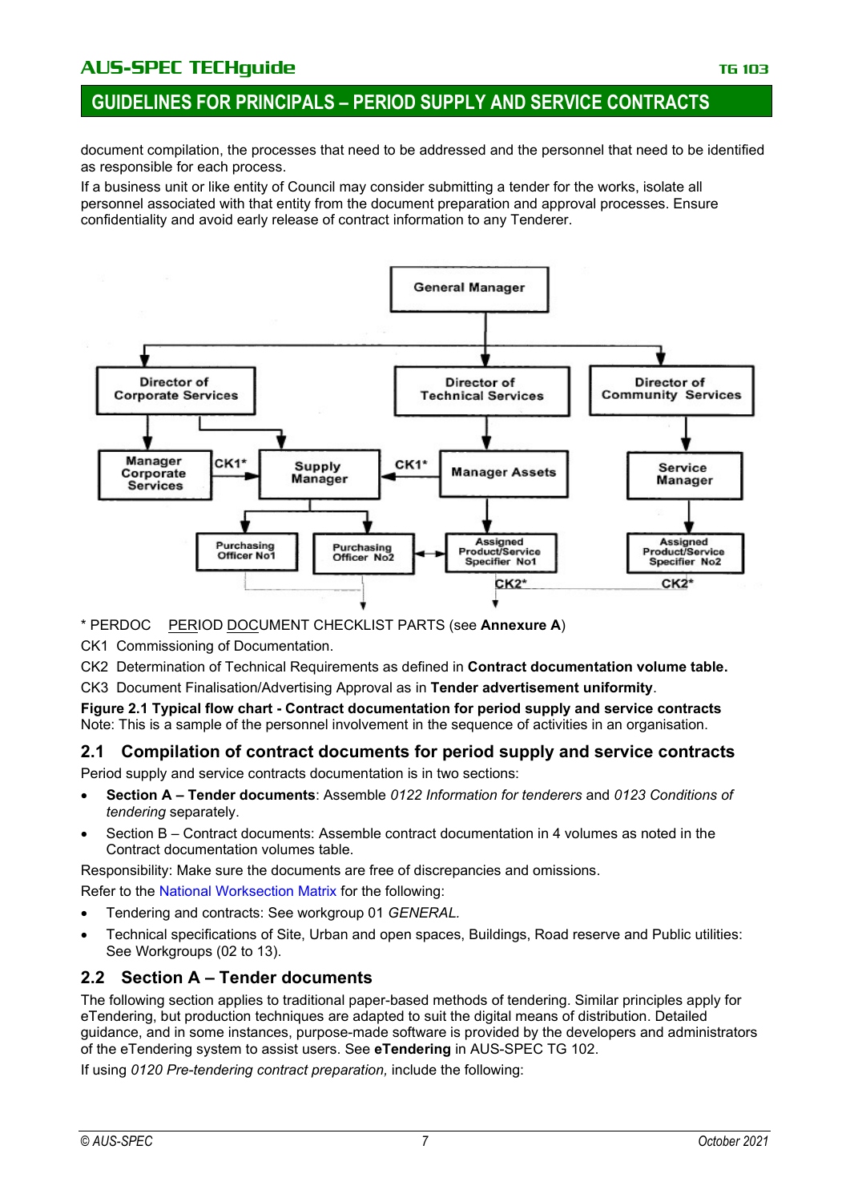document compilation, the processes that need to be addressed and the personnel that need to be identified as responsible for each process.

If a business unit or like entity of Council may consider submitting a tender for the works, isolate all personnel associated with that entity from the document preparation and approval processes. Ensure confidentiality and avoid early release of contract information to any Tenderer.

General Manager

Director of Corporate Services | Director of Technical Services | Director of Community Services

Manager Corporate Services | CK1* | Supply Manager | CK1* | Manager Assets | Service Manager

Purchasing Officer No1 | Purchasing Officer No2 | Assigned Product/Service Specifier No1 | Assigned Product/Service Specifier No2

CK2* | CK2*

\* PERDOC PERIOD DOCUMENT CHECKLIST PARTS (see **Annexure A**)

CK1 Commissioning of Documentation.

CK2 Determination of Technical Requirements as defined in **Contract documentation volume table.**

CK3 Document Finalisation/Advertising Approval as in **Tender advertisement uniformity**.

**Figure 2.1 Typical flow chart - Contract documentation for period supply and service contracts**
Note: This is a sample of the personnel involvement in the sequence of activities in an organisation.

## 2.1 Compilation of contract documents for period supply and service contracts

Period supply and service contracts documentation is in two sections:

- **Section A – Tender documents**: Assemble *0122 Information for tenderers* and *0123 Conditions of tendering* separately.
- Section B – Contract documents: Assemble contract documentation in 4 volumes as noted in the Contract documentation volumes table.

Responsibility: Make sure the documents are free of discrepancies and omissions.

Refer to the National Worksection Matrix for the following:

- Tendering and contracts: See workgroup 01 *GENERAL*.
- Technical specifications of Site, Urban and open spaces, Buildings, Road reserve and Public utilities: See Workgroups (02 to 13).

## 2.2 Section A – Tender documents

The following section applies to traditional paper-based methods of tendering. Similar principles apply for eTendering, but production techniques are adapted to suit the digital means of distribution. Detailed guidance, and in some instances, purpose-made software is provided by the developers and administrators of the eTendering system to assist users. See **eTendering** in AUS-SPEC TG 102.

If using *0120 Pre-tendering contract preparation,* include the following: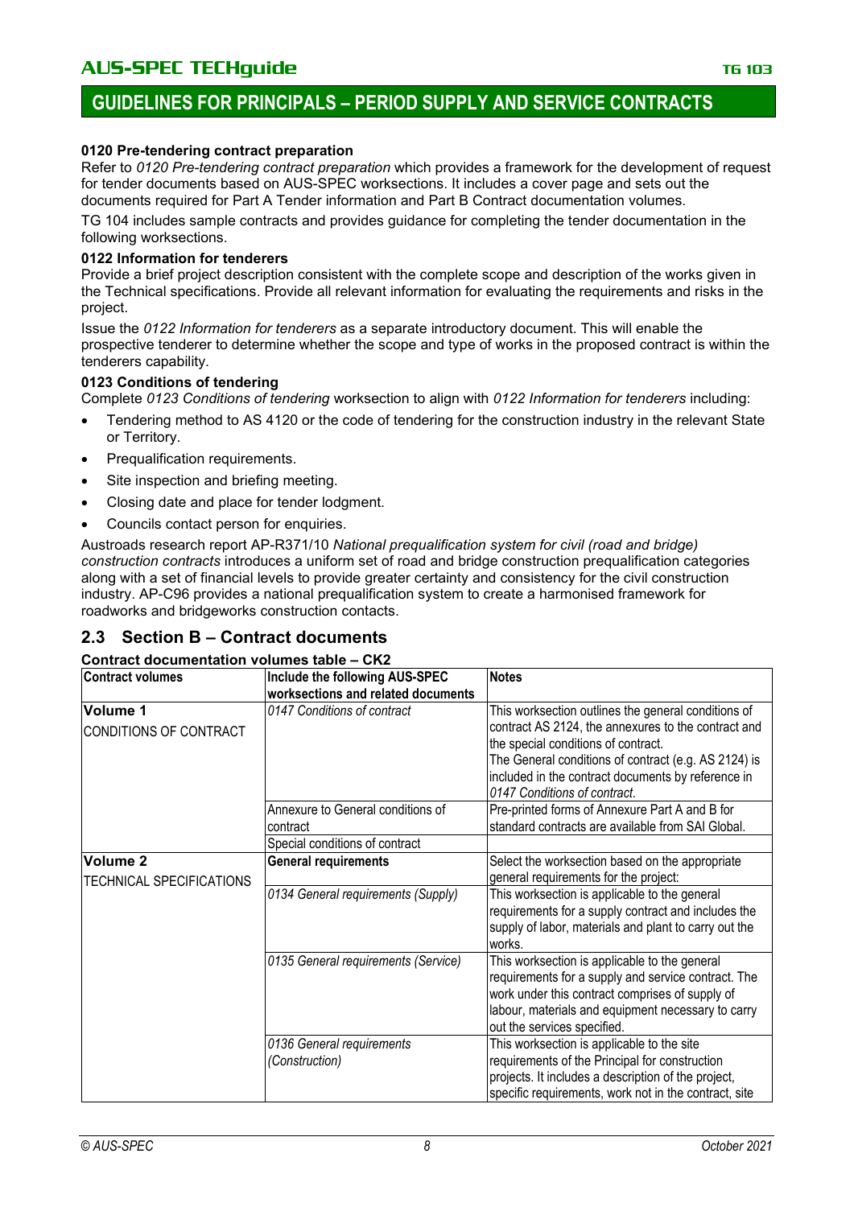#### 0120 Pre-tendering contract preparation

Refer to *0120 Pre-tendering contract preparation* which provides a framework for the development of request for tender documents based on AUS-SPEC worksections. It includes a cover page and sets out the documents required for Part A Tender information and Part B Contract documentation volumes.

TG 104 includes sample contracts and provides guidance for completing the tender documentation in the following worksections.

#### 0122 Information for tenderers

Provide a brief project description consistent with the complete scope and description of the works given in the Technical specifications. Provide all relevant information for evaluating the requirements and risks in the project.

Issue the *0122 Information for tenderers* as a separate introductory document. This will enable the prospective tenderer to determine whether the scope and type of works in the proposed contract is within the tenderers capability.

#### 0123 Conditions of tendering

Complete *0123 Conditions of tendering* worksection to align with *0122 Information for tenderers* including:

- Tendering method to AS 4120 or the code of tendering for the construction industry in the relevant State or Territory.
- Prequalification requirements.
- Site inspection and briefing meeting.
- Closing date and place for tender lodgment.
- Councils contact person for enquiries.

Austroads research report AP-R371/10 *National prequalification system for civil (road and bridge) construction contracts* introduces a uniform set of road and bridge construction prequalification categories along with a set of financial levels to provide greater certainty and consistency for the civil construction industry. AP-C96 provides a national prequalification system to create a harmonised framework for roadworks and bridgeworks construction contracts.

## 2.3 Section B – Contract documents

**Contract documentation volumes table – CK2**

| Contract volumes | Include the following AUS-SPEC worksections and related documents | Notes |
|---|---|---|
| **Volume 1** CONDITIONS OF CONTRACT | *0147 Conditions of contract* | This worksection outlines the general conditions of contract AS 2124, the annexures to the contract and the special conditions of contract. The General conditions of contract (e.g. AS 2124) is included in the contract documents by reference in *0147 Conditions of contract*. |
| | Annexure to General conditions of contract | Pre-printed forms of Annexure Part A and B for standard contracts are available from SAI Global. |
| | Special conditions of contract | |
| **Volume 2** TECHNICAL SPECIFICATIONS | **General requirements** | Select the worksection based on the appropriate general requirements for the project: |
| | *0134 General requirements (Supply)* | This worksection is applicable to the general requirements for a supply contract and includes the supply of labor, materials and plant to carry out the works. |
| | *0135 General requirements (Service)* | This worksection is applicable to the general requirements for a supply and service contract. The work under this contract comprises of supply of labour, materials and equipment necessary to carry out the services specified. |
| | *0136 General requirements (Construction)* | This worksection is applicable to the site requirements of the Principal for construction projects. It includes a description of the project, specific requirements, work not in the contract, site |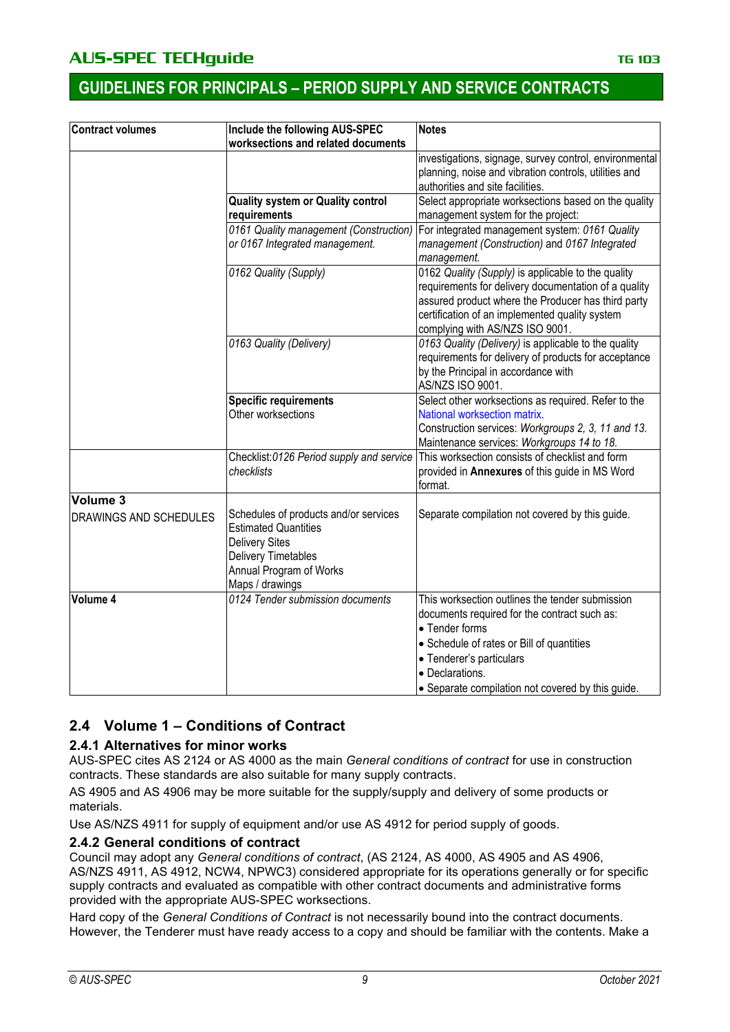| Contract volumes | Include the following AUS-SPEC worksections and related documents | Notes |
|---|---|---|
| | | investigations, signage, survey control, environmental planning, noise and vibration controls, utilities and authorities and site facilities. |
| | **Quality system or Quality control requirements** | Select appropriate worksections based on the quality management system for the project: |
| | *0161 Quality management (Construction) or 0167 Integrated management.* | For integrated management system: *0161 Quality management (Construction)* and *0167 Integrated management.* |
| | *0162 Quality (Supply)* | 0162 *Quality (Supply)* is applicable to the quality requirements for delivery documentation of a quality assured product where the Producer has third party certification of an implemented quality system complying with AS/NZS ISO 9001. |
| | *0163 Quality (Delivery)* | *0163 Quality (Delivery)* is applicable to the quality requirements for delivery of products for acceptance by the Principal in accordance with AS/NZS ISO 9001. |
| | **Specific requirements**<br>Other worksections | Select other worksections as required. Refer to the National worksection matrix.<br>Construction services: *Workgroups 2, 3, 11 and 13.*<br>Maintenance services: *Workgroups 14 to 18.* |
| | Checklist: *0126 Period supply and service checklists* | This worksection consists of checklist and form provided in **Annexures** of this guide in MS Word format. |
| **Volume 3**<br>DRAWINGS AND SCHEDULES | Schedules of products and/or services<br>Estimated Quantities<br>Delivery Sites<br>Delivery Timetables<br>Annual Program of Works<br>Maps / drawings | Separate compilation not covered by this guide. |
| **Volume 4** | *0124 Tender submission documents* | This worksection outlines the tender submission documents required for the contract such as:<br>• Tender forms<br>• Schedule of rates or Bill of quantities<br>• Tenderer's particulars<br>• Declarations.<br>• Separate compilation not covered by this guide. |

## 2.4 Volume 1 – Conditions of Contract

### 2.4.1 Alternatives for minor works

AUS-SPEC cites AS 2124 or AS 4000 as the main *General conditions of contract* for use in construction contracts. These standards are also suitable for many supply contracts.

AS 4905 and AS 4906 may be more suitable for the supply/supply and delivery of some products or materials.

Use AS/NZS 4911 for supply of equipment and/or use AS 4912 for period supply of goods.

### 2.4.2 General conditions of contract

Council may adopt any *General conditions of contract*, (AS 2124, AS 4000, AS 4905 and AS 4906, AS/NZS 4911, AS 4912, NCW4, NPWC3) considered appropriate for its operations generally or for specific supply contracts and evaluated as compatible with other contract documents and administrative forms provided with the appropriate AUS-SPEC worksections.

Hard copy of the *General Conditions of Contract* is not necessarily bound into the contract documents. However, the Tenderer must have ready access to a copy and should be familiar with the contents. Make a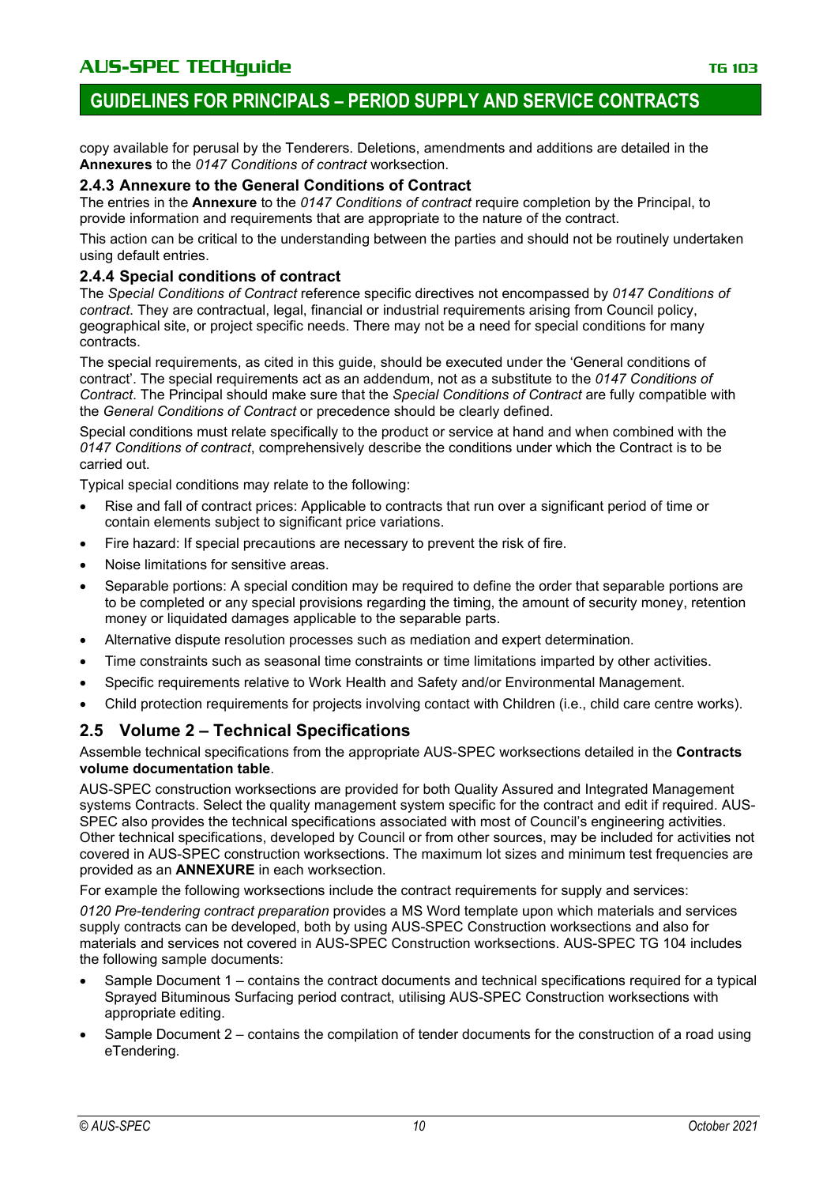copy available for perusal by the Tenderers. Deletions, amendments and additions are detailed in the **Annexures** to the *0147 Conditions of contract* worksection.

### 2.4.3 Annexure to the General Conditions of Contract

The entries in the **Annexure** to the *0147 Conditions of contract* require completion by the Principal, to provide information and requirements that are appropriate to the nature of the contract.

This action can be critical to the understanding between the parties and should not be routinely undertaken using default entries.

### 2.4.4 Special conditions of contract

The *Special Conditions of Contract* reference specific directives not encompassed by *0147 Conditions of contract*. They are contractual, legal, financial or industrial requirements arising from Council policy, geographical site, or project specific needs. There may not be a need for special conditions for many contracts.

The special requirements, as cited in this guide, should be executed under the 'General conditions of contract'. The special requirements act as an addendum, not as a substitute to the *0147 Conditions of Contract*. The Principal should make sure that the *Special Conditions of Contract* are fully compatible with the *General Conditions of Contract* or precedence should be clearly defined.

Special conditions must relate specifically to the product or service at hand and when combined with the *0147 Conditions of contract*, comprehensively describe the conditions under which the Contract is to be carried out.

Typical special conditions may relate to the following:

- Rise and fall of contract prices: Applicable to contracts that run over a significant period of time or contain elements subject to significant price variations.
- Fire hazard: If special precautions are necessary to prevent the risk of fire.
- Noise limitations for sensitive areas.
- Separable portions: A special condition may be required to define the order that separable portions are to be completed or any special provisions regarding the timing, the amount of security money, retention money or liquidated damages applicable to the separable parts.
- Alternative dispute resolution processes such as mediation and expert determination.
- Time constraints such as seasonal time constraints or time limitations imparted by other activities.
- Specific requirements relative to Work Health and Safety and/or Environmental Management.
- Child protection requirements for projects involving contact with Children (i.e., child care centre works).

## 2.5 Volume 2 – Technical Specifications

Assemble technical specifications from the appropriate AUS-SPEC worksections detailed in the **Contracts volume documentation table**.

AUS-SPEC construction worksections are provided for both Quality Assured and Integrated Management systems Contracts. Select the quality management system specific for the contract and edit if required. AUS-SPEC also provides the technical specifications associated with most of Council's engineering activities. Other technical specifications, developed by Council or from other sources, may be included for activities not covered in AUS-SPEC construction worksections. The maximum lot sizes and minimum test frequencies are provided as an **ANNEXURE** in each worksection.

For example the following worksections include the contract requirements for supply and services:

*0120 Pre-tendering contract preparation* provides a MS Word template upon which materials and services supply contracts can be developed, both by using AUS-SPEC Construction worksections and also for materials and services not covered in AUS-SPEC Construction worksections. AUS-SPEC TG 104 includes the following sample documents:

- Sample Document 1 – contains the contract documents and technical specifications required for a typical Sprayed Bituminous Surfacing period contract, utilising AUS-SPEC Construction worksections with appropriate editing.
- Sample Document 2 – contains the compilation of tender documents for the construction of a road using eTendering.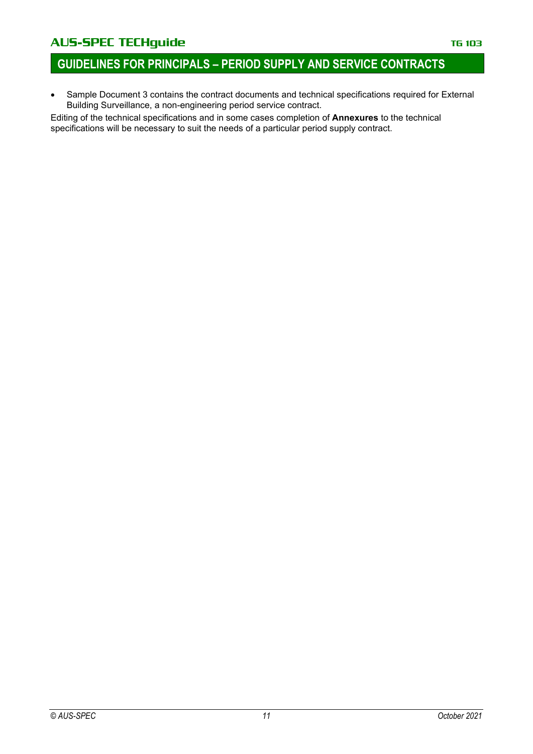- Sample Document 3 contains the contract documents and technical specifications required for External Building Surveillance, a non-engineering period service contract.

Editing of the technical specifications and in some cases completion of **Annexures** to the technical specifications will be necessary to suit the needs of a particular period supply contract.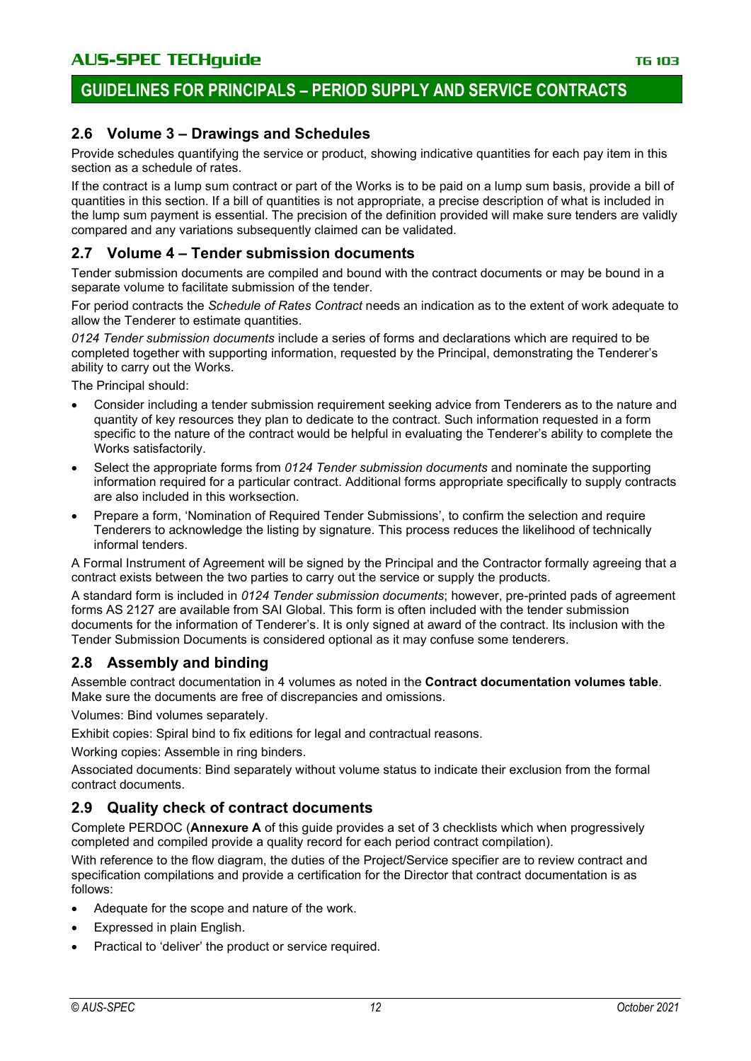## 2.6 Volume 3 – Drawings and Schedules

Provide schedules quantifying the service or product, showing indicative quantities for each pay item in this section as a schedule of rates.

If the contract is a lump sum contract or part of the Works is to be paid on a lump sum basis, provide a bill of quantities in this section. If a bill of quantities is not appropriate, a precise description of what is included in the lump sum payment is essential. The precision of the definition provided will make sure tenders are validly compared and any variations subsequently claimed can be validated.

## 2.7 Volume 4 – Tender submission documents

Tender submission documents are compiled and bound with the contract documents or may be bound in a separate volume to facilitate submission of the tender.

For period contracts the *Schedule of Rates Contract* needs an indication as to the extent of work adequate to allow the Tenderer to estimate quantities.

*0124 Tender submission documents* include a series of forms and declarations which are required to be completed together with supporting information, requested by the Principal, demonstrating the Tenderer's ability to carry out the Works.

The Principal should:

- Consider including a tender submission requirement seeking advice from Tenderers as to the nature and quantity of key resources they plan to dedicate to the contract. Such information requested in a form specific to the nature of the contract would be helpful in evaluating the Tenderer's ability to complete the Works satisfactorily.
- Select the appropriate forms from *0124 Tender submission documents* and nominate the supporting information required for a particular contract. Additional forms appropriate specifically to supply contracts are also included in this worksection.
- Prepare a form, 'Nomination of Required Tender Submissions', to confirm the selection and require Tenderers to acknowledge the listing by signature. This process reduces the likelihood of technically informal tenders.

A Formal Instrument of Agreement will be signed by the Principal and the Contractor formally agreeing that a contract exists between the two parties to carry out the service or supply the products.

A standard form is included in *0124 Tender submission documents*; however, pre-printed pads of agreement forms AS 2127 are available from SAI Global. This form is often included with the tender submission documents for the information of Tenderer's. It is only signed at award of the contract. Its inclusion with the Tender Submission Documents is considered optional as it may confuse some tenderers.

## 2.8 Assembly and binding

Assemble contract documentation in 4 volumes as noted in the **Contract documentation volumes table**. Make sure the documents are free of discrepancies and omissions.

Volumes: Bind volumes separately.

Exhibit copies: Spiral bind to fix editions for legal and contractual reasons.

Working copies: Assemble in ring binders.

Associated documents: Bind separately without volume status to indicate their exclusion from the formal contract documents.

## 2.9 Quality check of contract documents

Complete PERDOC (**Annexure A** of this guide provides a set of 3 checklists which when progressively completed and compiled provide a quality record for each period contract compilation).

With reference to the flow diagram, the duties of the Project/Service specifier are to review contract and specification compilations and provide a certification for the Director that contract documentation is as follows:

- Adequate for the scope and nature of the work.
- Expressed in plain English.
- Practical to 'deliver' the product or service required.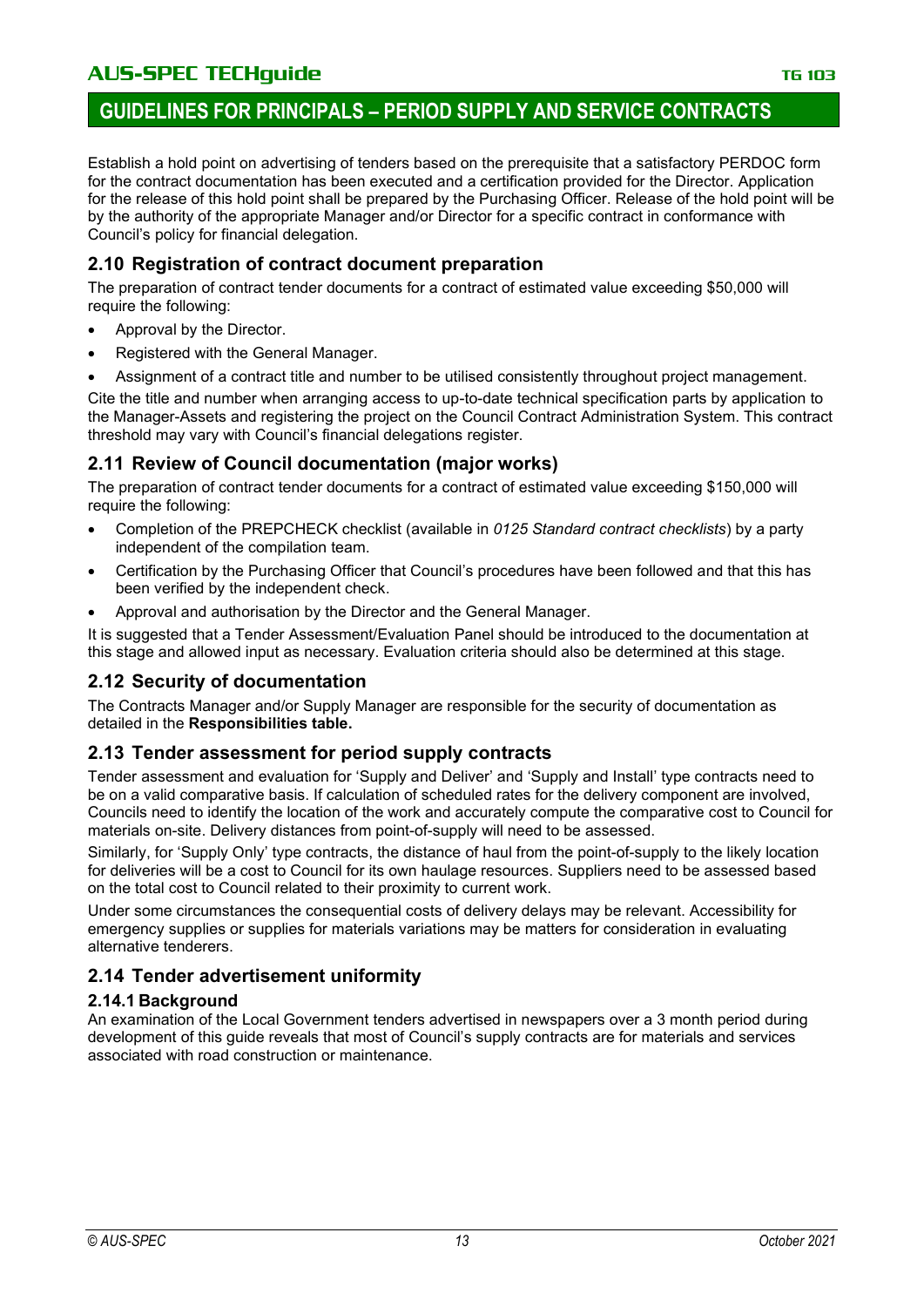Establish a hold point on advertising of tenders based on the prerequisite that a satisfactory PERDOC form for the contract documentation has been executed and a certification provided for the Director. Application for the release of this hold point shall be prepared by the Purchasing Officer. Release of the hold point will be by the authority of the appropriate Manager and/or Director for a specific contract in conformance with Council's policy for financial delegation.

## 2.10 Registration of contract document preparation

The preparation of contract tender documents for a contract of estimated value exceeding $50,000 will require the following:

- Approval by the Director.
- Registered with the General Manager.
- Assignment of a contract title and number to be utilised consistently throughout project management.

Cite the title and number when arranging access to up-to-date technical specification parts by application to the Manager-Assets and registering the project on the Council Contract Administration System. This contract threshold may vary with Council's financial delegations register.

## 2.11 Review of Council documentation (major works)

The preparation of contract tender documents for a contract of estimated value exceeding $150,000 will require the following:

- Completion of the PREPCHECK checklist (available in *0125 Standard contract checklists*) by a party independent of the compilation team.
- Certification by the Purchasing Officer that Council's procedures have been followed and that this has been verified by the independent check.
- Approval and authorisation by the Director and the General Manager.

It is suggested that a Tender Assessment/Evaluation Panel should be introduced to the documentation at this stage and allowed input as necessary. Evaluation criteria should also be determined at this stage.

## 2.12 Security of documentation

The Contracts Manager and/or Supply Manager are responsible for the security of documentation as detailed in the **Responsibilities table.**

## 2.13 Tender assessment for period supply contracts

Tender assessment and evaluation for 'Supply and Deliver' and 'Supply and Install' type contracts need to be on a valid comparative basis. If calculation of scheduled rates for the delivery component are involved, Councils need to identify the location of the work and accurately compute the comparative cost to Council for materials on-site. Delivery distances from point-of-supply will need to be assessed.

Similarly, for 'Supply Only' type contracts, the distance of haul from the point-of-supply to the likely location for deliveries will be a cost to Council for its own haulage resources. Suppliers need to be assessed based on the total cost to Council related to their proximity to current work.

Under some circumstances the consequential costs of delivery delays may be relevant. Accessibility for emergency supplies or supplies for materials variations may be matters for consideration in evaluating alternative tenderers.

## 2.14 Tender advertisement uniformity

### 2.14.1 Background

An examination of the Local Government tenders advertised in newspapers over a 3 month period during development of this guide reveals that most of Council's supply contracts are for materials and services associated with road construction or maintenance.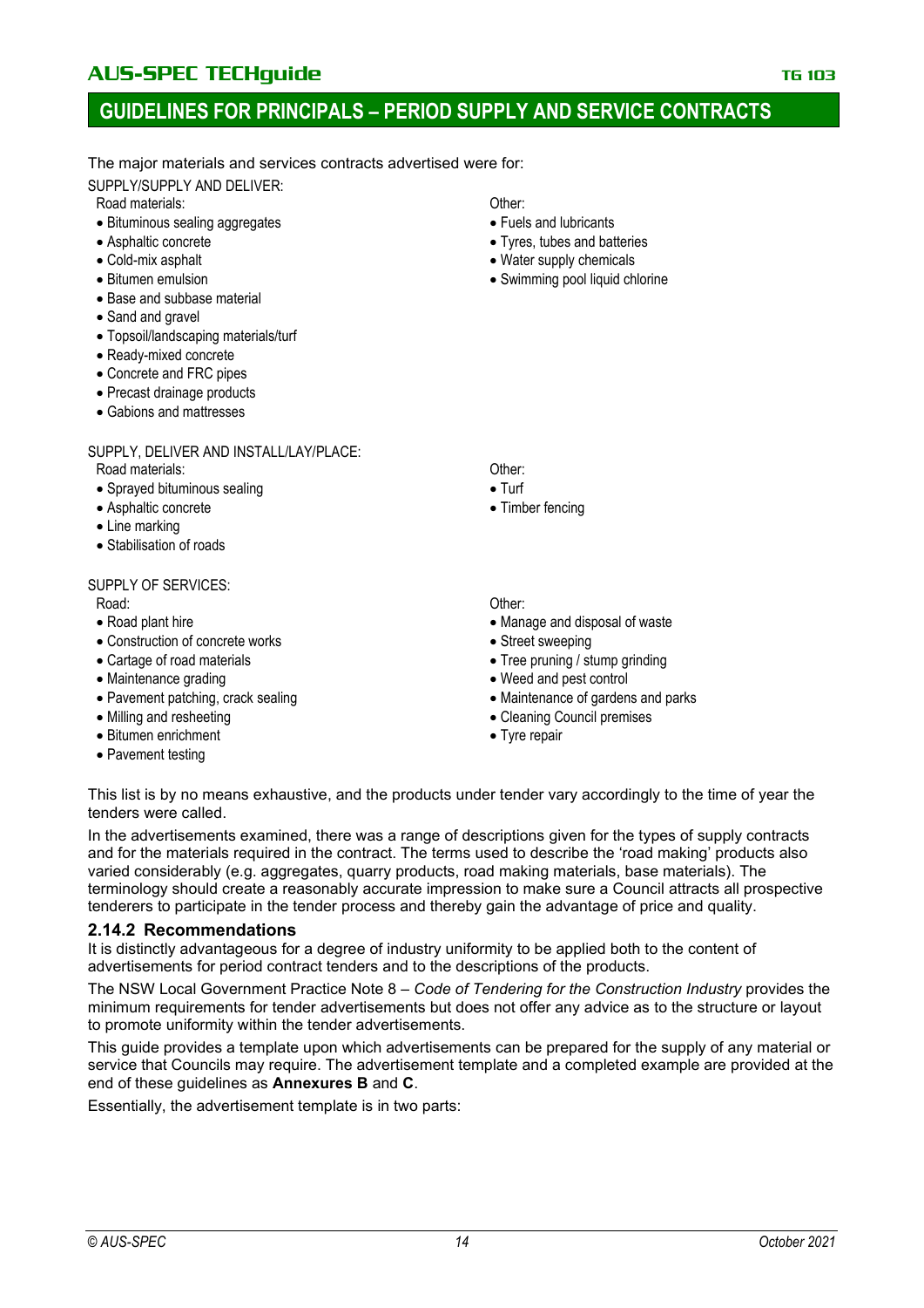The major materials and services contracts advertised were for:

SUPPLY/SUPPLY AND DELIVER:

Road materials:

- Bituminous sealing aggregates
- Asphaltic concrete
- Cold-mix asphalt
- Bitumen emulsion
- Base and subbase material
- Sand and gravel
- Topsoil/landscaping materials/turf
- Ready-mixed concrete
- Concrete and FRC pipes
- Precast drainage products
- Gabions and mattresses

Other:

- Fuels and lubricants
- Tyres, tubes and batteries
- Water supply chemicals
- Swimming pool liquid chlorine

SUPPLY, DELIVER AND INSTALL/LAY/PLACE:

Road materials:

- Sprayed bituminous sealing
- Asphaltic concrete
- Line marking
- Stabilisation of roads

Other:

- Turf
- Timber fencing

SUPPLY OF SERVICES:

Road:

- Road plant hire
- Construction of concrete works
- Cartage of road materials
- Maintenance grading
- Pavement patching, crack sealing
- Milling and resheeting
- Bitumen enrichment
- Pavement testing

Other:

- Manage and disposal of waste
- Street sweeping
- Tree pruning / stump grinding
- Weed and pest control
- Maintenance of gardens and parks
- Cleaning Council premises
- Tyre repair

This list is by no means exhaustive, and the products under tender vary accordingly to the time of year the tenders were called.

In the advertisements examined, there was a range of descriptions given for the types of supply contracts and for the materials required in the contract. The terms used to describe the 'road making' products also varied considerably (e.g. aggregates, quarry products, road making materials, base materials). The terminology should create a reasonably accurate impression to make sure a Council attracts all prospective tenderers to participate in the tender process and thereby gain the advantage of price and quality.

### 2.14.2 Recommendations

It is distinctly advantageous for a degree of industry uniformity to be applied both to the content of advertisements for period contract tenders and to the descriptions of the products.

The NSW Local Government Practice Note 8 – *Code of Tendering for the Construction Industry* provides the minimum requirements for tender advertisements but does not offer any advice as to the structure or layout to promote uniformity within the tender advertisements.

This guide provides a template upon which advertisements can be prepared for the supply of any material or service that Councils may require. The advertisement template and a completed example are provided at the end of these guidelines as **Annexures B** and **C**.

Essentially, the advertisement template is in two parts: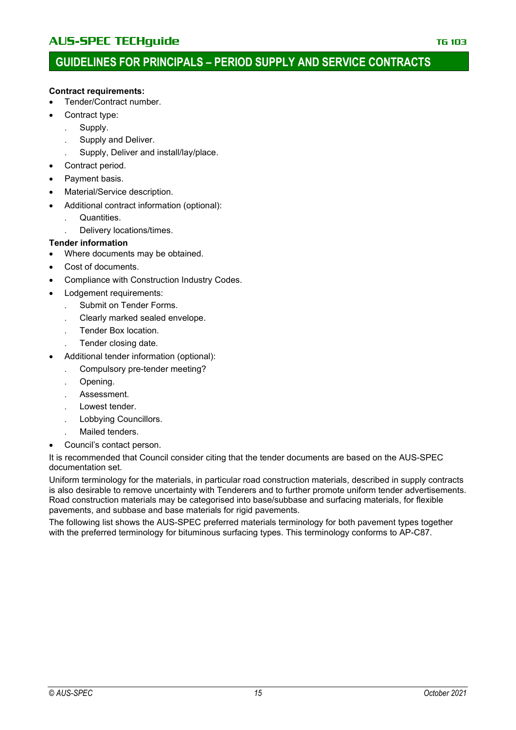**Contract requirements:**

- Tender/Contract number.
- Contract type:
  - Supply.
  - Supply and Deliver.
  - Supply, Deliver and install/lay/place.
- Contract period.
- Payment basis.
- Material/Service description.
- Additional contract information (optional):
  - Quantities.
  - Delivery locations/times.

**Tender information**

- Where documents may be obtained.
- Cost of documents.
- Compliance with Construction Industry Codes.
- Lodgement requirements:
  - Submit on Tender Forms.
  - Clearly marked sealed envelope.
  - Tender Box location.
  - Tender closing date.
- Additional tender information (optional):
  - Compulsory pre-tender meeting?
  - Opening.
  - Assessment.
  - Lowest tender.
  - Lobbying Councillors.
  - Mailed tenders.
- Council's contact person.

It is recommended that Council consider citing that the tender documents are based on the AUS-SPEC documentation set.

Uniform terminology for the materials, in particular road construction materials, described in supply contracts is also desirable to remove uncertainty with Tenderers and to further promote uniform tender advertisements. Road construction materials may be categorised into base/subbase and surfacing materials, for flexible pavements, and subbase and base materials for rigid pavements.

The following list shows the AUS-SPEC preferred materials terminology for both pavement types together with the preferred terminology for bituminous surfacing types. This terminology conforms to AP-C87.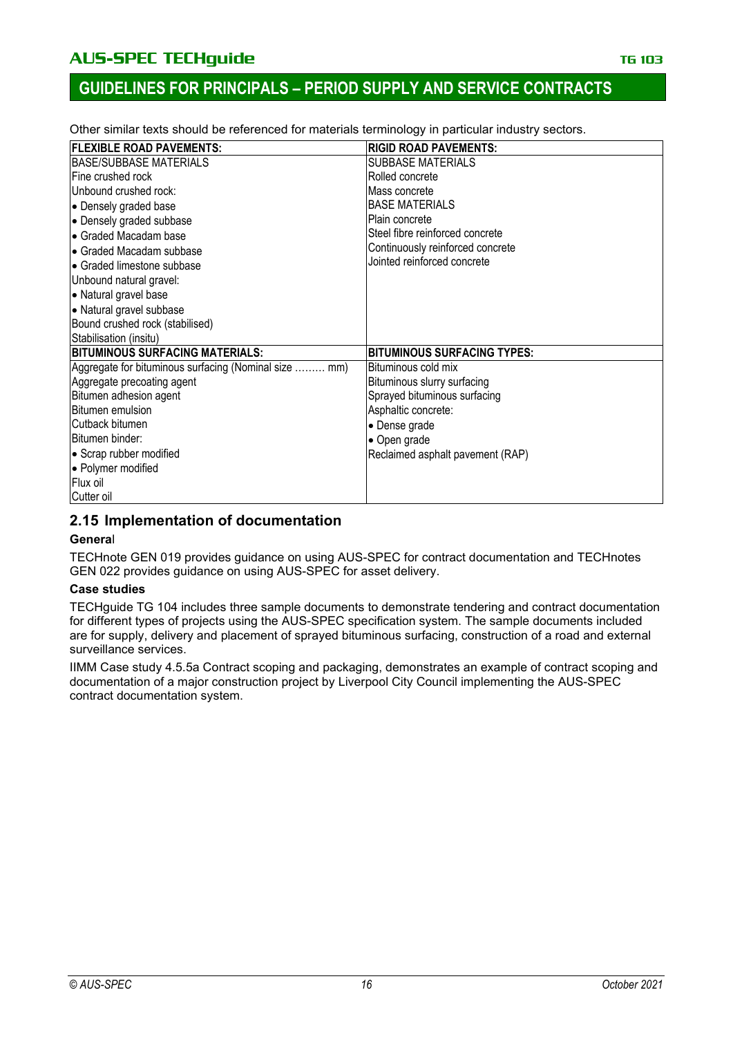Other similar texts should be referenced for materials terminology in particular industry sectors.

| FLEXIBLE ROAD PAVEMENTS: | RIGID ROAD PAVEMENTS: |
|---|---|
| BASE/SUBBASE MATERIALS | SUBBASE MATERIALS |
| Fine crushed rock | Rolled concrete |
| Unbound crushed rock: | Mass concrete |
| • Densely graded base | BASE MATERIALS |
| • Densely graded subbase | Plain concrete |
| • Graded Macadam base | Steel fibre reinforced concrete |
| • Graded Macadam subbase | Continuously reinforced concrete |
| • Graded limestone subbase | Jointed reinforced concrete |
| Unbound natural gravel: | |
| • Natural gravel base | |
| • Natural gravel subbase | |
| Bound crushed rock (stabilised) | |
| Stabilisation (insitu) | |
| **BITUMINOUS SURFACING MATERIALS:** | **BITUMINOUS SURFACING TYPES:** |
| Aggregate for bituminous surfacing (Nominal size ……… mm) | Bituminous cold mix |
| Aggregate precoating agent | Bituminous slurry surfacing |
| Bitumen adhesion agent | Sprayed bituminous surfacing |
| Bitumen emulsion | Asphaltic concrete: |
| Cutback bitumen | • Dense grade |
| Bitumen binder: | • Open grade |
| • Scrap rubber modified | Reclaimed asphalt pavement (RAP) |
| • Polymer modified | |
| Flux oil | |
| Cutter oil | |

## 2.15 Implementation of documentation

**General**

TECHnote GEN 019 provides guidance on using AUS-SPEC for contract documentation and TECHnotes GEN 022 provides guidance on using AUS-SPEC for asset delivery.

**Case studies**

TECHguide TG 104 includes three sample documents to demonstrate tendering and contract documentation for different types of projects using the AUS-SPEC specification system. The sample documents included are for supply, delivery and placement of sprayed bituminous surfacing, construction of a road and external surveillance services.

IIMM Case study 4.5.5a Contract scoping and packaging, demonstrates an example of contract scoping and documentation of a major construction project by Liverpool City Council implementing the AUS-SPEC contract documentation system.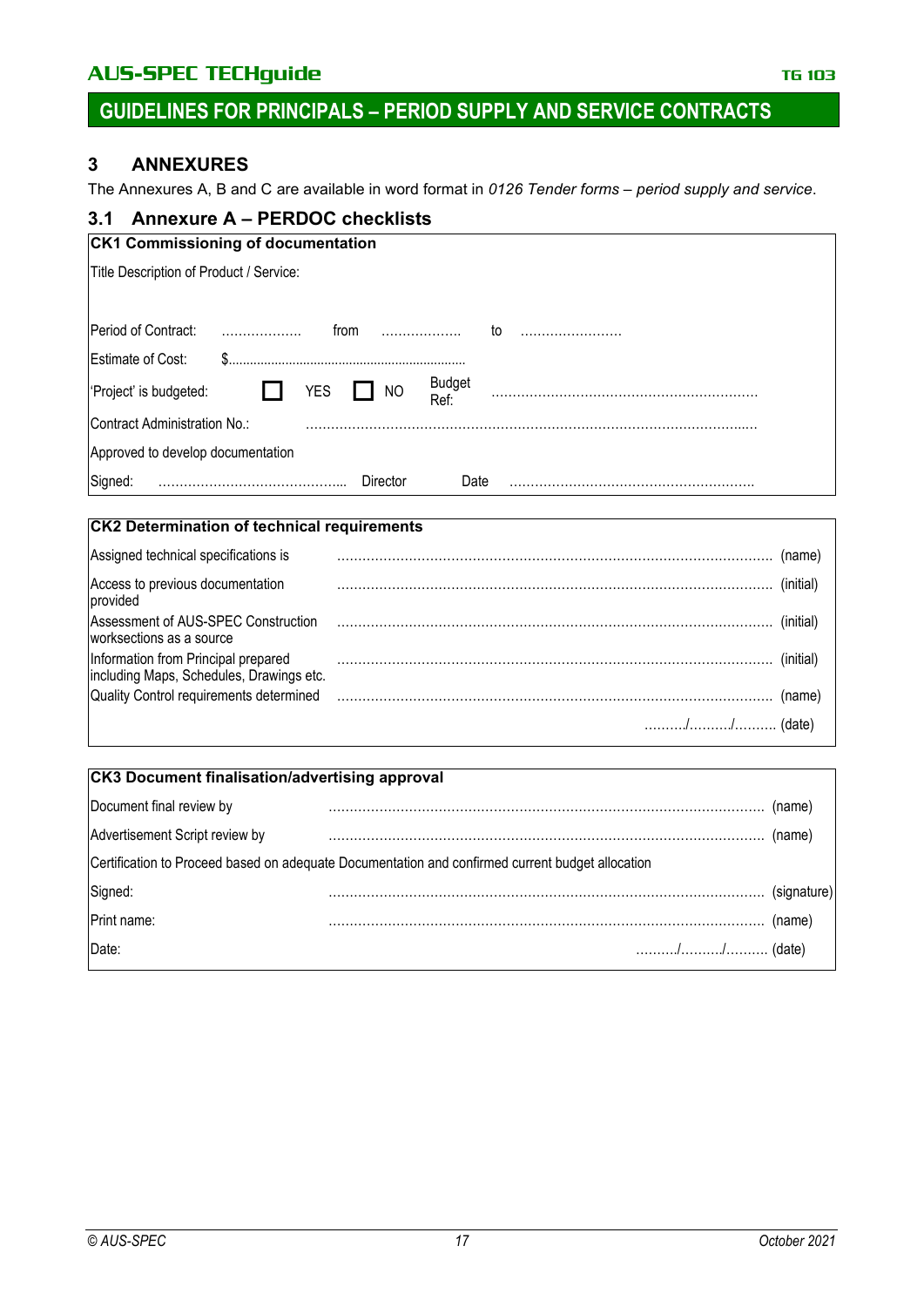## 3 ANNEXURES

The Annexures A, B and C are available in word format in *0126 Tender forms – period supply and service*.

### 3.1 Annexure A – PERDOC checklists

| **CK1 Commissioning of documentation** |
|---|
| Title Description of Product / Service: |
| Period of Contract: ………………. from ………………. to …………………… |
| Estimate of Cost: $……………………………………………………… |
| 'Project' is budgeted: ☐ YES ☐ NO Budget Ref: ……………………………………………………… |
| Contract Administration No.: ………………………………………………………………………………………… |
| Approved to develop documentation |
| Signed: ……………………………………... Director Date ………………………………………………… |

| **CK2 Determination of technical requirements** | | |
|---|---|---|
| Assigned technical specifications is | ………………………………………………………………………………………… | (name) |
| Access to previous documentation provided | ………………………………………………………………………………………… | (initial) |
| Assessment of AUS-SPEC Construction worksections as a source | ………………………………………………………………………………………… | (initial) |
| Information from Principal prepared including Maps, Schedules, Drawings etc. | ………………………………………………………………………………………… | (initial) |
| Quality Control requirements determined | ………………………………………………………………………………………… | (name) |
| | ………/………/………. | (date) |

| **CK3 Document finalisation/advertising approval** | | |
|---|---|---|
| Document final review by | ………………………………………………………………………………………… | (name) |
| Advertisement Script review by | ………………………………………………………………………………………… | (name) |
| Certification to Proceed based on adequate Documentation and confirmed current budget allocation | | |
| Signed: | ………………………………………………………………………………………… | (signature) |
| Print name: | ………………………………………………………………………………………… | (name) |
| Date: | ………/………/………. | (date) |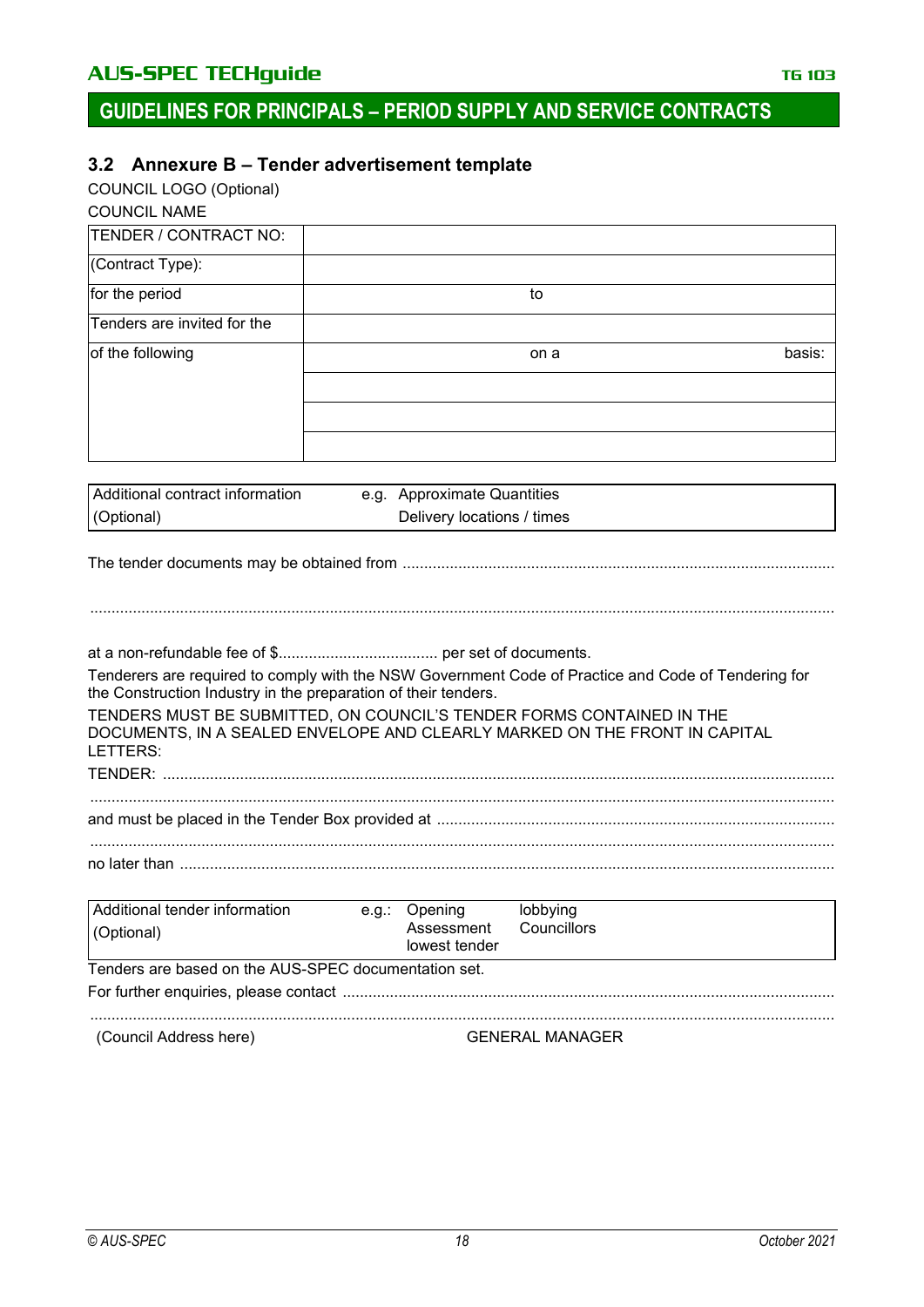## 3.2 Annexure B – Tender advertisement template

COUNCIL LOGO (Optional)

COUNCIL NAME

| TENDER / CONTRACT NO: | | | |
|---|---|---|---|
| (Contract Type): | | | |
| for the period | | to | |
| Tenders are invited for the | | | |
| of the following | | on a | basis: |
| | | | |
| | | | |
| | | | |

| Additional contract information (Optional) | e.g. Approximate Quantities<br>Delivery locations / times |
|---|---|

The tender documents may be obtained from ..........................................................................................

..........................................................................................................................................................

at a non-refundable fee of $..................................... per set of documents.

Tenderers are required to comply with the NSW Government Code of Practice and Code of Tendering for the Construction Industry in the preparation of their tenders.

TENDERS MUST BE SUBMITTED, ON COUNCIL'S TENDER FORMS CONTAINED IN THE DOCUMENTS, IN A SEALED ENVELOPE AND CLEARLY MARKED ON THE FRONT IN CAPITAL LETTERS:

TENDER: ..........................................................................................................................................

..........................................................................................................................................................

and must be placed in the Tender Box provided at ...........................................................................

..........................................................................................................................................................

no later than ......................................................................................................................................

| Additional tender information (Optional) | e.g.: Opening<br>Assessment<br>lowest tender | lobbying<br>Councillors |
|---|---|---|

Tenders are based on the AUS-SPEC documentation set.

For further enquiries, please contact ................................................................................................

..........................................................................................................................................................

(Council Address here) GENERAL MANAGER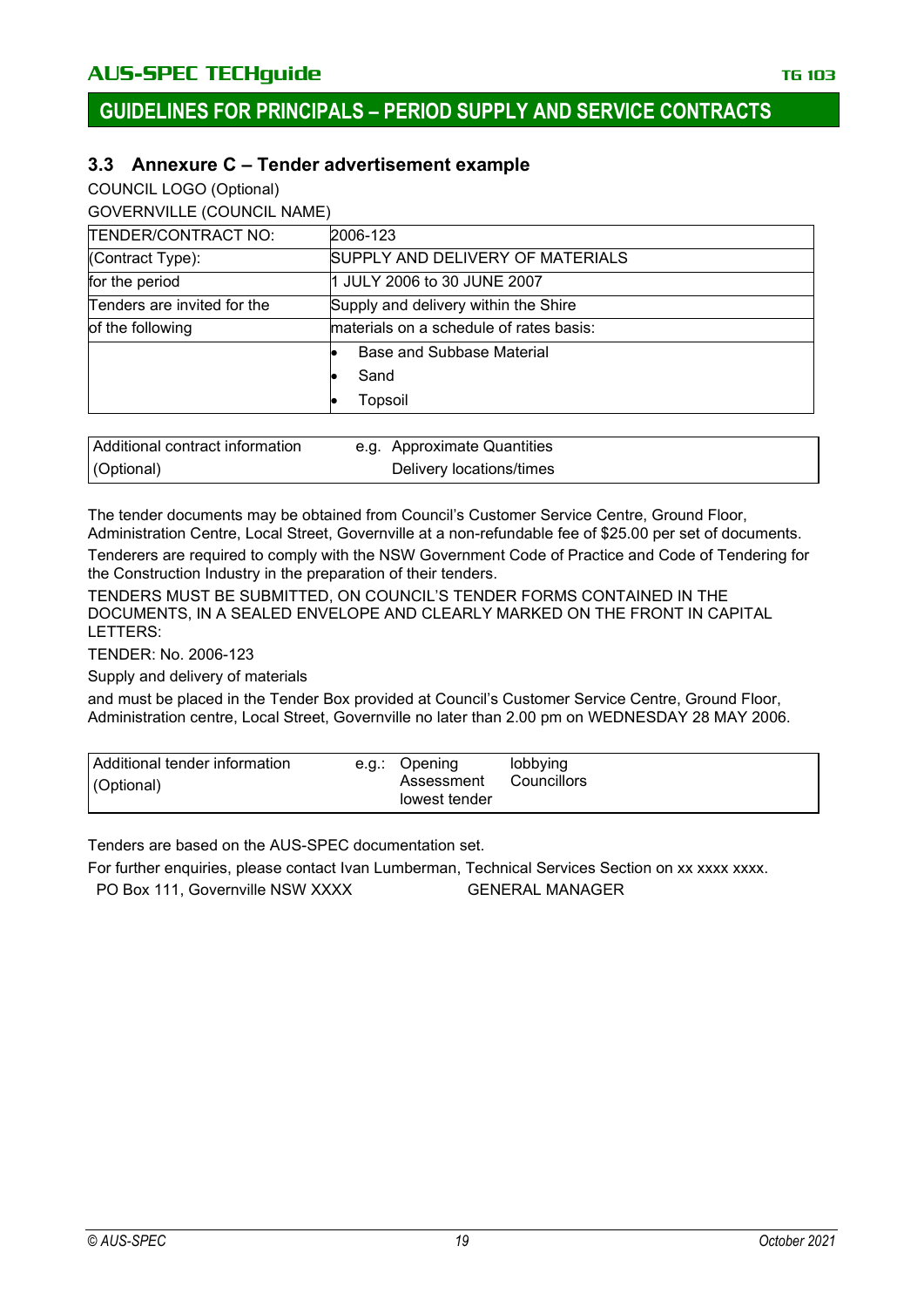### 3.3 Annexure C – Tender advertisement example

COUNCIL LOGO (Optional)

GOVERNVILLE (COUNCIL NAME)

| TENDER/CONTRACT NO: | 2006-123 |
|---|---|
| (Contract Type): | SUPPLY AND DELIVERY OF MATERIALS |
| for the period | 1 JULY 2006 to 30 JUNE 2007 |
| Tenders are invited for the | Supply and delivery within the Shire |
| of the following | materials on a schedule of rates basis: |
| | • Base and Subbase Material<br>• Sand<br>• Topsoil |

| Additional contract information (Optional) | e.g. Approximate Quantities<br>Delivery locations/times |
|---|---|

The tender documents may be obtained from Council's Customer Service Centre, Ground Floor, Administration Centre, Local Street, Governville at a non-refundable fee of $25.00 per set of documents.

Tenderers are required to comply with the NSW Government Code of Practice and Code of Tendering for the Construction Industry in the preparation of their tenders.

TENDERS MUST BE SUBMITTED, ON COUNCIL'S TENDER FORMS CONTAINED IN THE DOCUMENTS, IN A SEALED ENVELOPE AND CLEARLY MARKED ON THE FRONT IN CAPITAL LETTERS:

TENDER: No. 2006-123

Supply and delivery of materials

and must be placed in the Tender Box provided at Council's Customer Service Centre, Ground Floor, Administration centre, Local Street, Governville no later than 2.00 pm on WEDNESDAY 28 MAY 2006.

| Additional tender information (Optional) | e.g.: Opening<br>Assessment<br>lowest tender | lobbying<br>Councillors |
|---|---|---|

Tenders are based on the AUS-SPEC documentation set.

For further enquiries, please contact Ivan Lumberman, Technical Services Section on xx xxxx xxxx.

PO Box 111, Governville NSW XXXX GENERAL MANAGER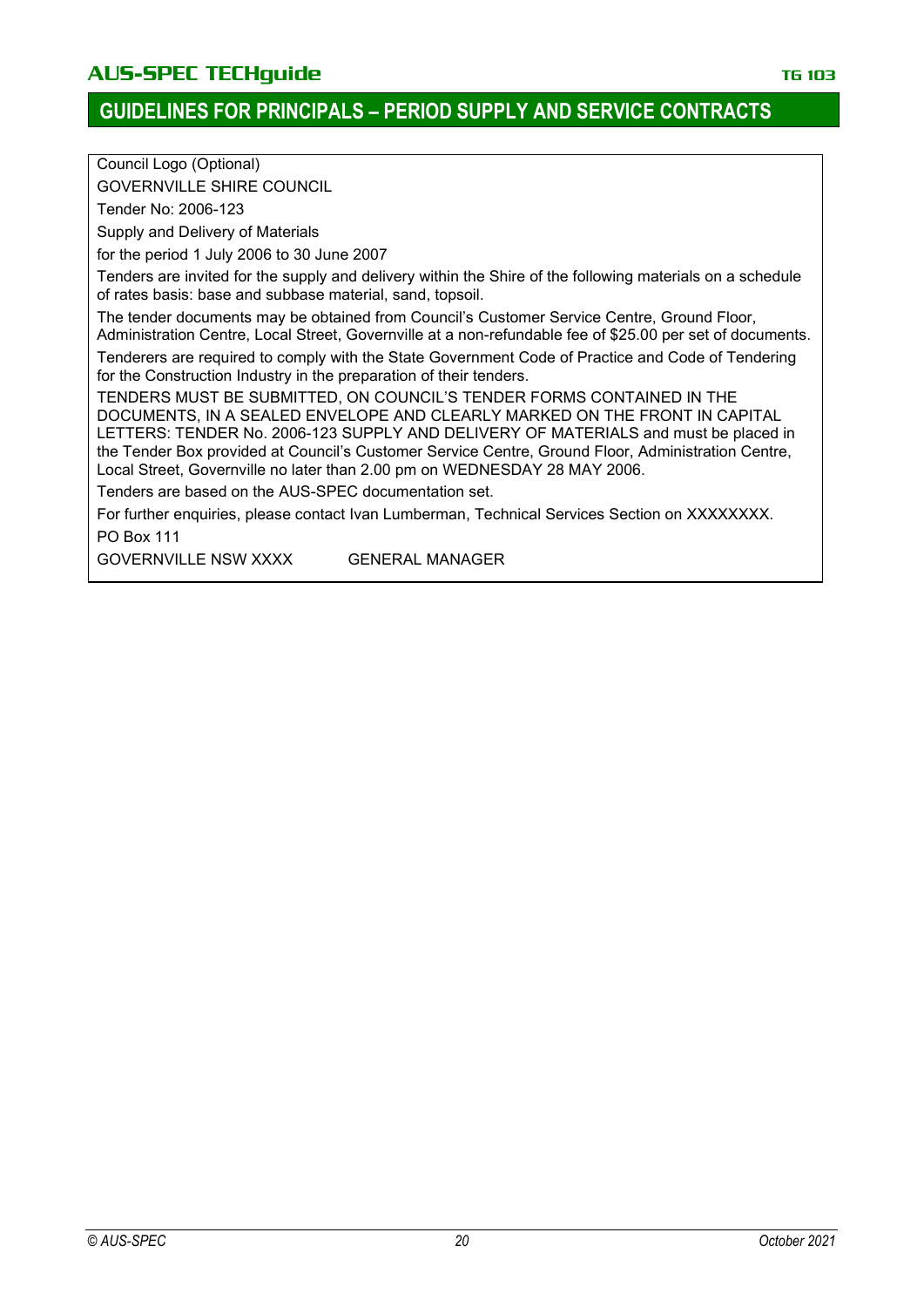Council Logo (Optional)

GOVERNVILLE SHIRE COUNCIL

Tender No: 2006-123

Supply and Delivery of Materials

for the period 1 July 2006 to 30 June 2007

Tenders are invited for the supply and delivery within the Shire of the following materials on a schedule of rates basis: base and subbase material, sand, topsoil.

The tender documents may be obtained from Council's Customer Service Centre, Ground Floor, Administration Centre, Local Street, Governville at a non-refundable fee of $25.00 per set of documents.

Tenderers are required to comply with the State Government Code of Practice and Code of Tendering for the Construction Industry in the preparation of their tenders.

TENDERS MUST BE SUBMITTED, ON COUNCIL'S TENDER FORMS CONTAINED IN THE DOCUMENTS, IN A SEALED ENVELOPE AND CLEARLY MARKED ON THE FRONT IN CAPITAL LETTERS: TENDER No. 2006-123 SUPPLY AND DELIVERY OF MATERIALS and must be placed in the Tender Box provided at Council's Customer Service Centre, Ground Floor, Administration Centre, Local Street, Governville no later than 2.00 pm on WEDNESDAY 28 MAY 2006.

Tenders are based on the AUS-SPEC documentation set.

For further enquiries, please contact Ivan Lumberman, Technical Services Section on XXXXXXXX.

PO Box 111

GOVERNVILLE NSW XXXX GENERAL MANAGER